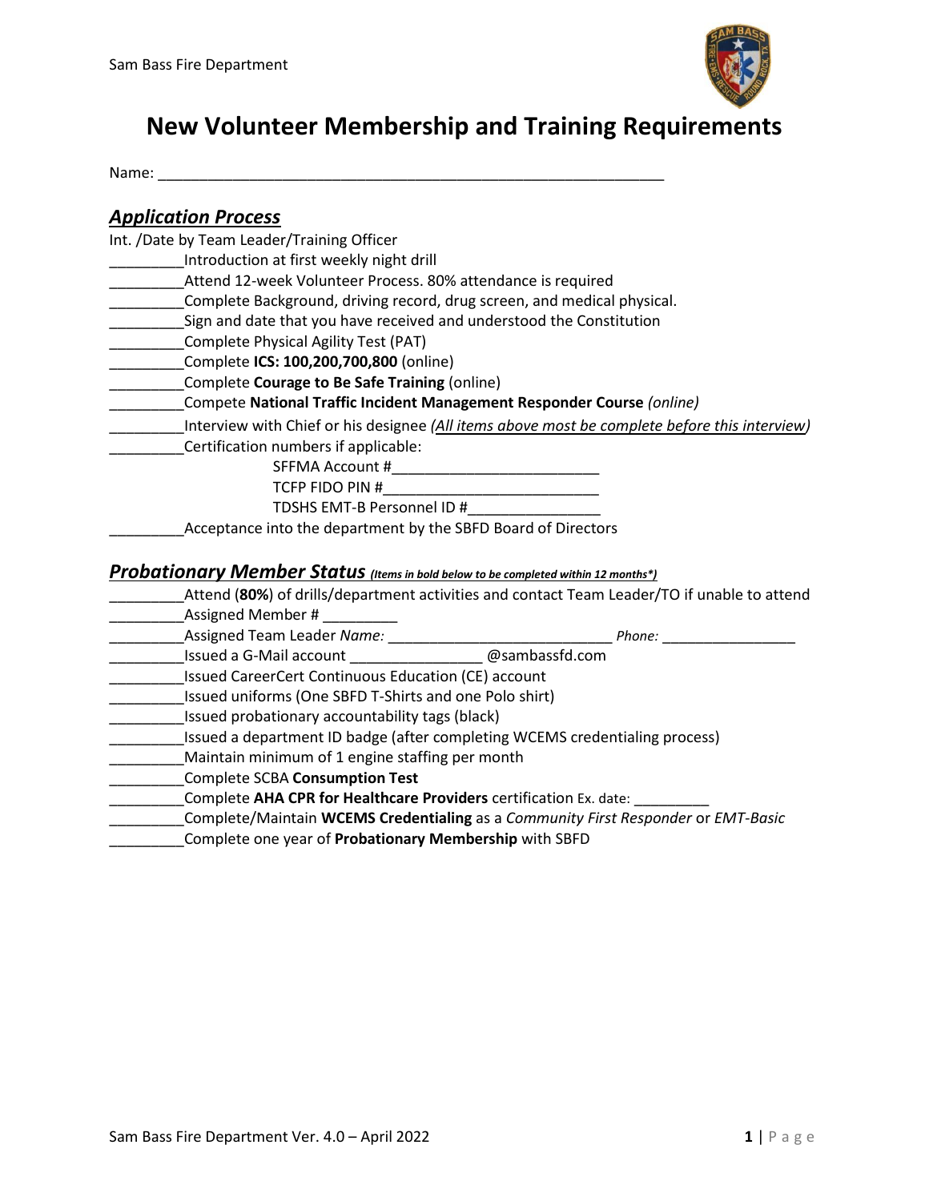Sam Bass Fire Department

# New Volunteer Membership and Training Requirements

Name: ______________________________________________________________

## ***Application Process***

Int. /Date by Team Leader/Training Officer

_________Introduction at first weekly night drill
_________Attend 12-week Volunteer Process. 80% attendance is required
_________Complete Background, driving record, drug screen, and medical physical.
_________Sign and date that you have received and understood the Constitution
_________Complete Physical Agility Test (PAT)
_________Complete **ICS: 100,200,700,800** (online)
_________Complete **Courage to Be Safe Training** (online)
_________Compete **National Traffic Incident Management Responder Course** *(online)*
_________Interview with Chief or his designee *(All items above most be complete before this interview)*
_________Certification numbers if applicable:

SFFMA Account #_________________________

TCFP FIDO PIN #__________________________

TDSHS EMT-B Personnel ID #________________

_________Acceptance into the department by the SBFD Board of Directors

## ***Probationary Member Status*** *(Items in bold below to be completed within 12 months\*)*

_________Attend (**80%**) of drills/department activities and contact Team Leader/TO if unable to attend
_________Assigned Member # _________
_________Assigned Team Leader *Name:* ___________________________ *Phone:* ________________
_________Issued a G-Mail account ________________ @sambassfd.com
_________Issued CareerCert Continuous Education (CE) account
_________Issued uniforms (One SBFD T-Shirts and one Polo shirt)
_________Issued probationary accountability tags (black)
_________Issued a department ID badge (after completing WCEMS credentialing process)
_________Maintain minimum of 1 engine staffing per month
_________Complete SCBA **Consumption Test**
_________Complete **AHA CPR for Healthcare Providers** certification Ex. date: _________
_________Complete/Maintain **WCEMS Credentialing** as a *Community First Responder* or *EMT-Basic*
_________Complete one year of **Probationary Membership** with SBFD

Sam Bass Fire Department Ver. 4.0 – April 2022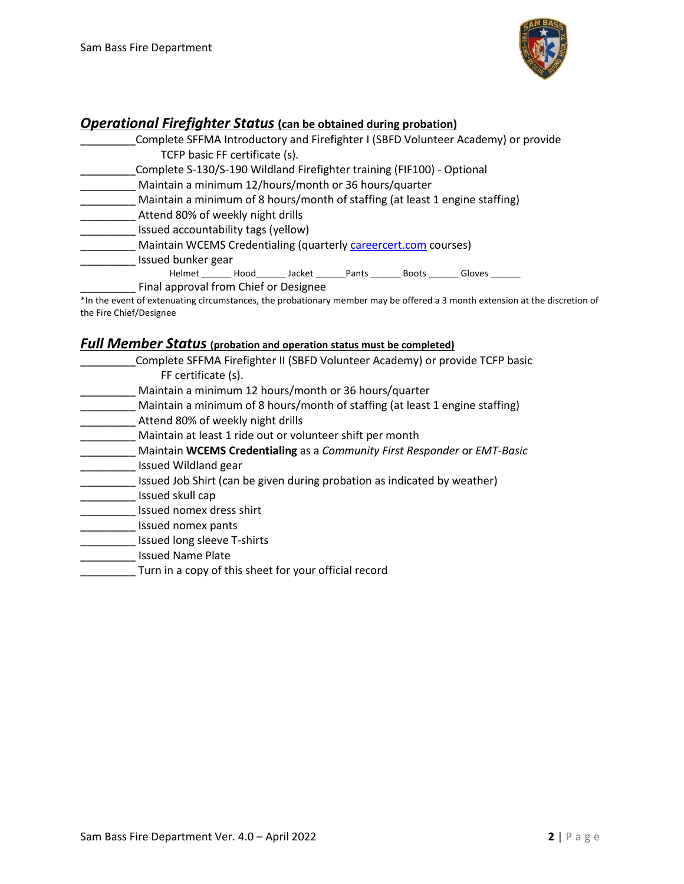## ***Operational Firefighter Status*** **(can be obtained during probation)**

_________Complete SFFMA Introductory and Firefighter I (SBFD Volunteer Academy) or provide TCFP basic FF certificate (s).
_________Complete S-130/S-190 Wildland Firefighter training (FIF100) - Optional
_________ Maintain a minimum 12/hours/month or 36 hours/quarter
_________ Maintain a minimum of 8 hours/month of staffing (at least 1 engine staffing)
_________ Attend 80% of weekly night drills
_________ Issued accountability tags (yellow)
_________ Maintain WCEMS Credentialing (quarterly careercert.com courses)
_________ Issued bunker gear
Helmet ______ Hood______ Jacket ______Pants ______ Boots ______ Gloves ______
_________ Final approval from Chief or Designee

*In the event of extenuating circumstances, the probationary member may be offered a 3 month extension at the discretion of the Fire Chief/Designee

## ***Full Member Status*** **(probation and operation status must be completed)**

_________Complete SFFMA Firefighter II (SBFD Volunteer Academy) or provide TCFP basic FF certificate (s).
_________ Maintain a minimum 12 hours/month or 36 hours/quarter
_________ Maintain a minimum of 8 hours/month of staffing (at least 1 engine staffing)
_________ Attend 80% of weekly night drills
_________ Maintain at least 1 ride out or volunteer shift per month
_________ Maintain **WCEMS Credentialing** as a *Community First Responder* or *EMT-Basic*
_________ Issued Wildland gear
_________ Issued Job Shirt (can be given during probation as indicated by weather)
_________ Issued skull cap
_________ Issued nomex dress shirt
_________ Issued nomex pants
_________ Issued long sleeve T-shirts
_________ Issued Name Plate
_________ Turn in a copy of this sheet for your official record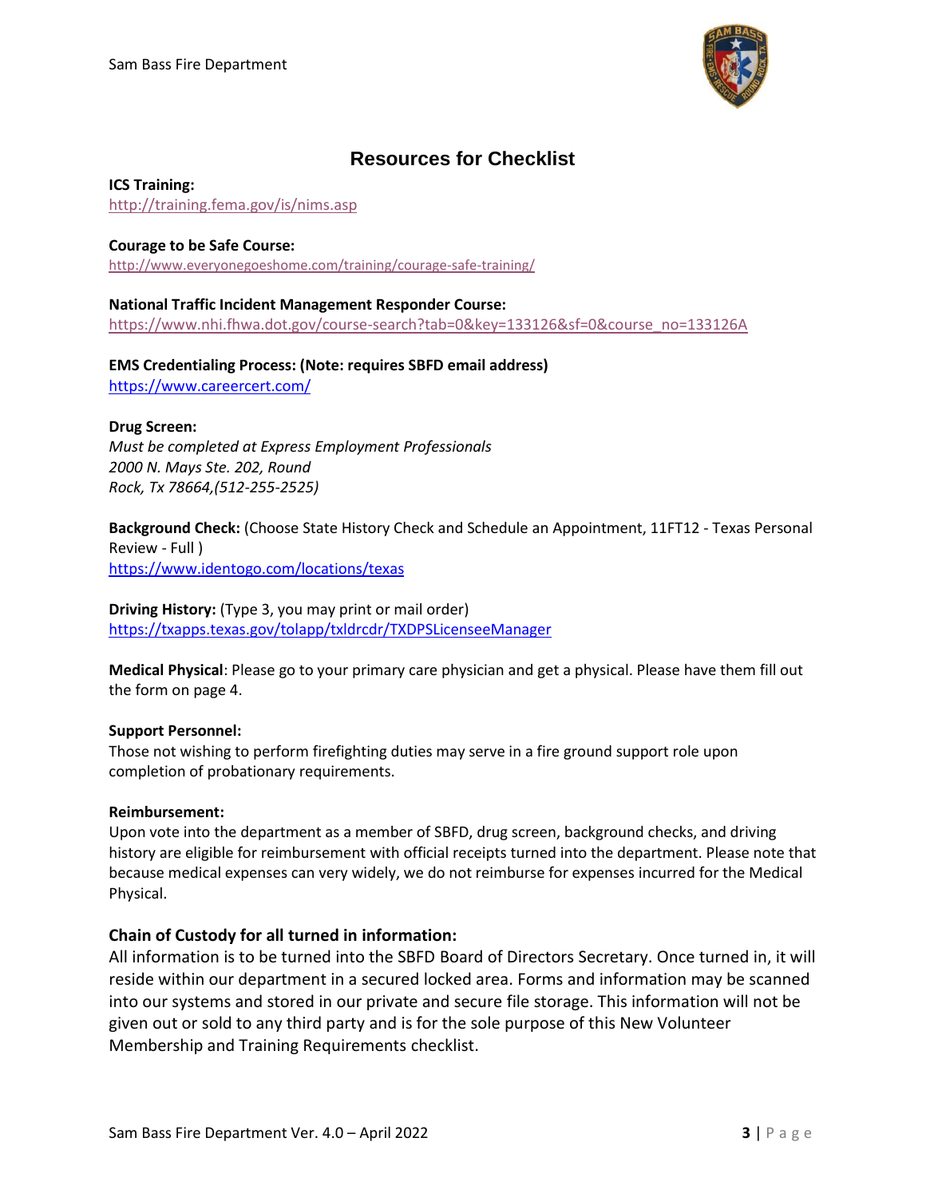# Resources for Checklist

**ICS Training:**
http://training.fema.gov/is/nims.asp

**Courage to be Safe Course:**
http://www.everyonegoeshome.com/training/courage-safe-training/

**National Traffic Incident Management Responder Course:**
https://www.nhi.fhwa.dot.gov/course-search?tab=0&key=133126&sf=0&course_no=133126A

**EMS Credentialing Process: (Note: requires SBFD email address)**
https://www.careercert.com/

**Drug Screen:**
*Must be completed at Express Employment Professionals*
*2000 N. Mays Ste. 202, Round*
*Rock, Tx 78664,(512-255-2525)*

**Background Check:** (Choose State History Check and Schedule an Appointment, 11FT12 - Texas Personal Review - Full )
https://www.identogo.com/locations/texas

**Driving History:** (Type 3, you may print or mail order)
https://txapps.texas.gov/tolapp/txldrcdr/TXDPSLicenseeManager

**Medical Physical**: Please go to your primary care physician and get a physical. Please have them fill out the form on page 4.

**Support Personnel:**
Those not wishing to perform firefighting duties may serve in a fire ground support role upon completion of probationary requirements.

**Reimbursement:**
Upon vote into the department as a member of SBFD, drug screen, background checks, and driving history are eligible for reimbursement with official receipts turned into the department. Please note that because medical expenses can very widely, we do not reimburse for expenses incurred for the Medical Physical.

## Chain of Custody for all turned in information:

All information is to be turned into the SBFD Board of Directors Secretary. Once turned in, it will reside within our department in a secured locked area. Forms and information may be scanned into our systems and stored in our private and secure file storage. This information will not be given out or sold to any third party and is for the sole purpose of this New Volunteer Membership and Training Requirements checklist.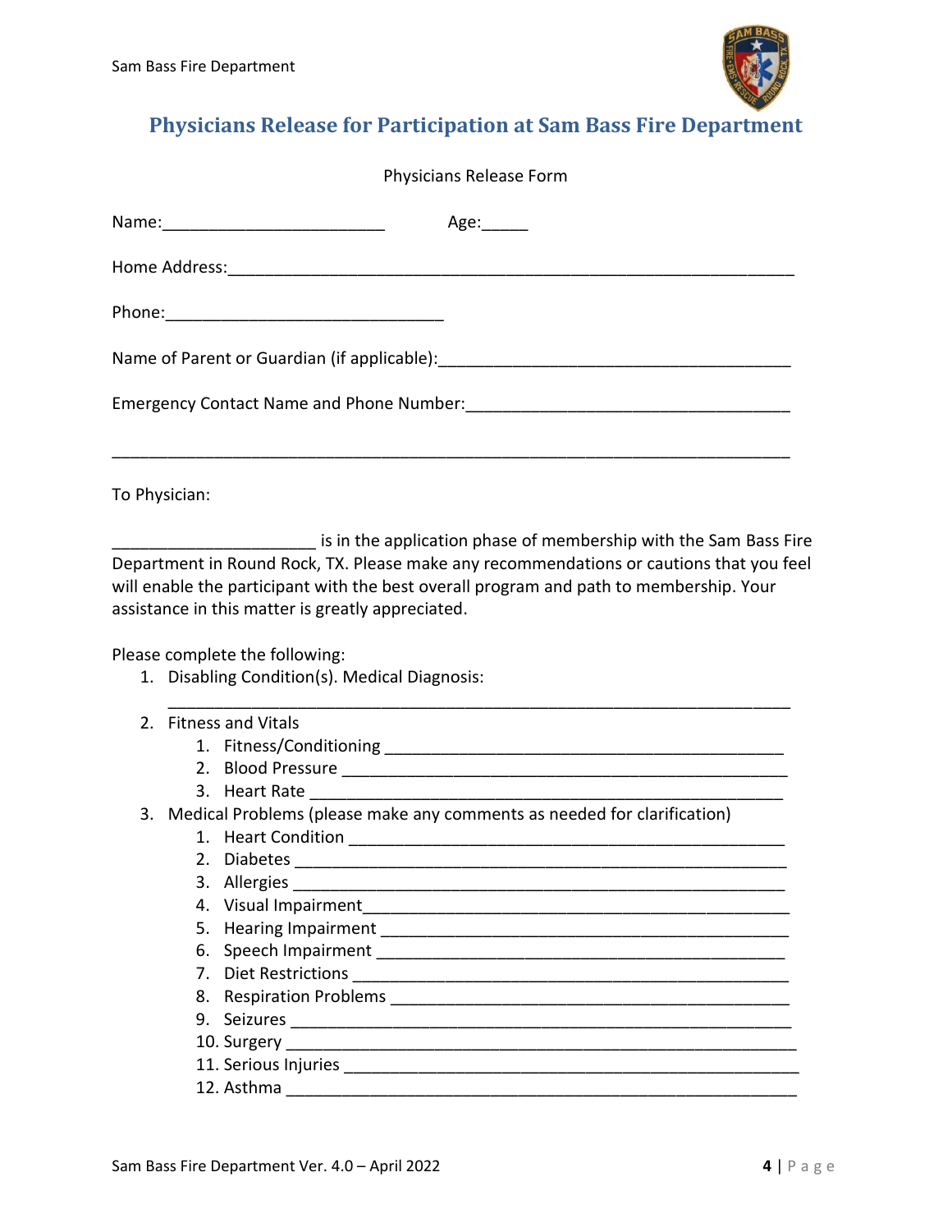# Physicians Release for Participation at Sam Bass Fire Department

Physicians Release Form

Name:________________________ Age:_____

Home Address:_____________________________________________________________

Phone:______________________________

Name of Parent or Guardian (if applicable):______________________________________

Emergency Contact Name and Phone Number:___________________________________

_____________________________________________________________________________

To Physician:

______________________ is in the application phase of membership with the Sam Bass Fire Department in Round Rock, TX. Please make any recommendations or cautions that you feel will enable the participant with the best overall program and path to membership. Your assistance in this matter is greatly appreciated.

Please complete the following:

1. Disabling Condition(s). Medical Diagnosis:
   ____________________________________________________________________
2. Fitness and Vitals
   1. Fitness/Conditioning ___________________________________________
   2. Blood Pressure _______________________________________________
   3. Heart Rate ___________________________________________________
3. Medical Problems (please make any comments as needed for clarification)
   1. Heart Condition ______________________________________________
   2. Diabetes ____________________________________________________
   3. Allergies ___________________________________________________
   4. Visual Impairment______________________________________________
   5. Hearing Impairment ____________________________________________
   6. Speech Impairment _____________________________________________
   7. Diet Restrictions _______________________________________________
   8. Respiration Problems ___________________________________________
   9. Seizures _____________________________________________________
   10. Surgery ______________________________________________________
   11. Serious Injuries ________________________________________________
   12. Asthma ______________________________________________________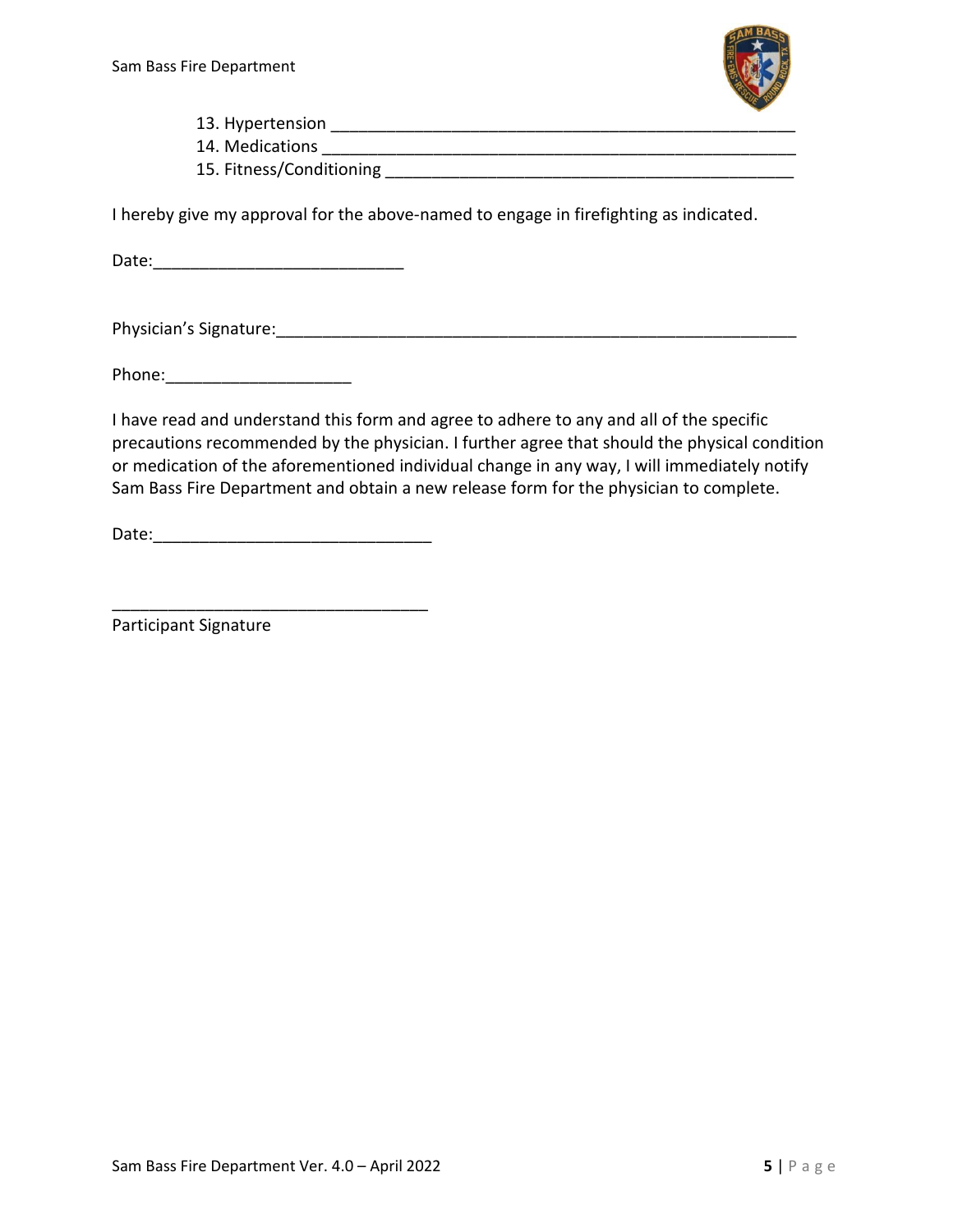13. Hypertension ___________________________________________________
14. Medications ____________________________________________________
15. Fitness/Conditioning _____________________________________________

I hereby give my approval for the above-named to engage in firefighting as indicated.

Date:___________________________

Physician's Signature:__________________________________________________________

Phone:____________________

I have read and understand this form and agree to adhere to any and all of the specific precautions recommended by the physician. I further agree that should the physical condition or medication of the aforementioned individual change in any way, I will immediately notify Sam Bass Fire Department and obtain a new release form for the physician to complete.

Date:______________________________

___________________________________
Participant Signature